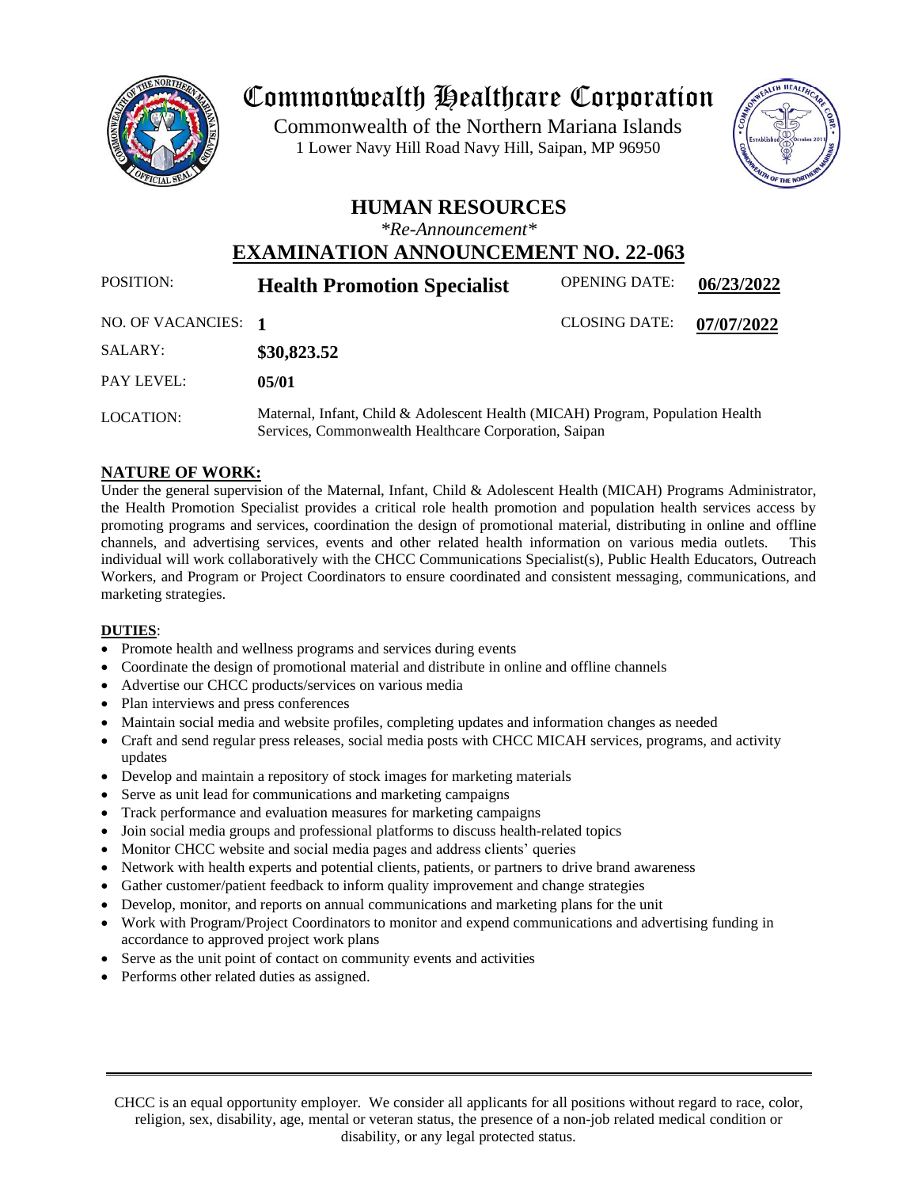# Commonwealth Healthcare Corporation

Commonwealth of the Northern Mariana Islands
1 Lower Navy Hill Road Navy Hill, Saipan, MP 96950

## HUMAN RESOURCES

*\*Re-Announcement\**

## EXAMINATION ANNOUNCEMENT NO. 22-063

| | | | |
|---|---|---|---|
| POSITION: | **Health Promotion Specialist** | OPENING DATE: | **06/23/2022** |
| NO. OF VACANCIES: | **1** | CLOSING DATE: | **07/07/2022** |
| SALARY: | **\$30,823.52** | | |
| PAY LEVEL: | **05/01** | | |
| LOCATION: | Maternal, Infant, Child & Adolescent Health (MICAH) Program, Population Health Services, Commonwealth Healthcare Corporation, Saipan | | |

**NATURE OF WORK:**

Under the general supervision of the Maternal, Infant, Child & Adolescent Health (MICAH) Programs Administrator, the Health Promotion Specialist provides a critical role health promotion and population health services access by promoting programs and services, coordination the design of promotional material, distributing in online and offline channels, and advertising services, events and other related health information on various media outlets. This individual will work collaboratively with the CHCC Communications Specialist(s), Public Health Educators, Outreach Workers, and Program or Project Coordinators to ensure coordinated and consistent messaging, communications, and marketing strategies.

**DUTIES**:

- Promote health and wellness programs and services during events
- Coordinate the design of promotional material and distribute in online and offline channels
- Advertise our CHCC products/services on various media
- Plan interviews and press conferences
- Maintain social media and website profiles, completing updates and information changes as needed
- Craft and send regular press releases, social media posts with CHCC MICAH services, programs, and activity updates
- Develop and maintain a repository of stock images for marketing materials
- Serve as unit lead for communications and marketing campaigns
- Track performance and evaluation measures for marketing campaigns
- Join social media groups and professional platforms to discuss health-related topics
- Monitor CHCC website and social media pages and address clients' queries
- Network with health experts and potential clients, patients, or partners to drive brand awareness
- Gather customer/patient feedback to inform quality improvement and change strategies
- Develop, monitor, and reports on annual communications and marketing plans for the unit
- Work with Program/Project Coordinators to monitor and expend communications and advertising funding in accordance to approved project work plans
- Serve as the unit point of contact on community events and activities
- Performs other related duties as assigned.

CHCC is an equal opportunity employer. We consider all applicants for all positions without regard to race, color, religion, sex, disability, age, mental or veteran status, the presence of a non-job related medical condition or disability, or any legal protected status.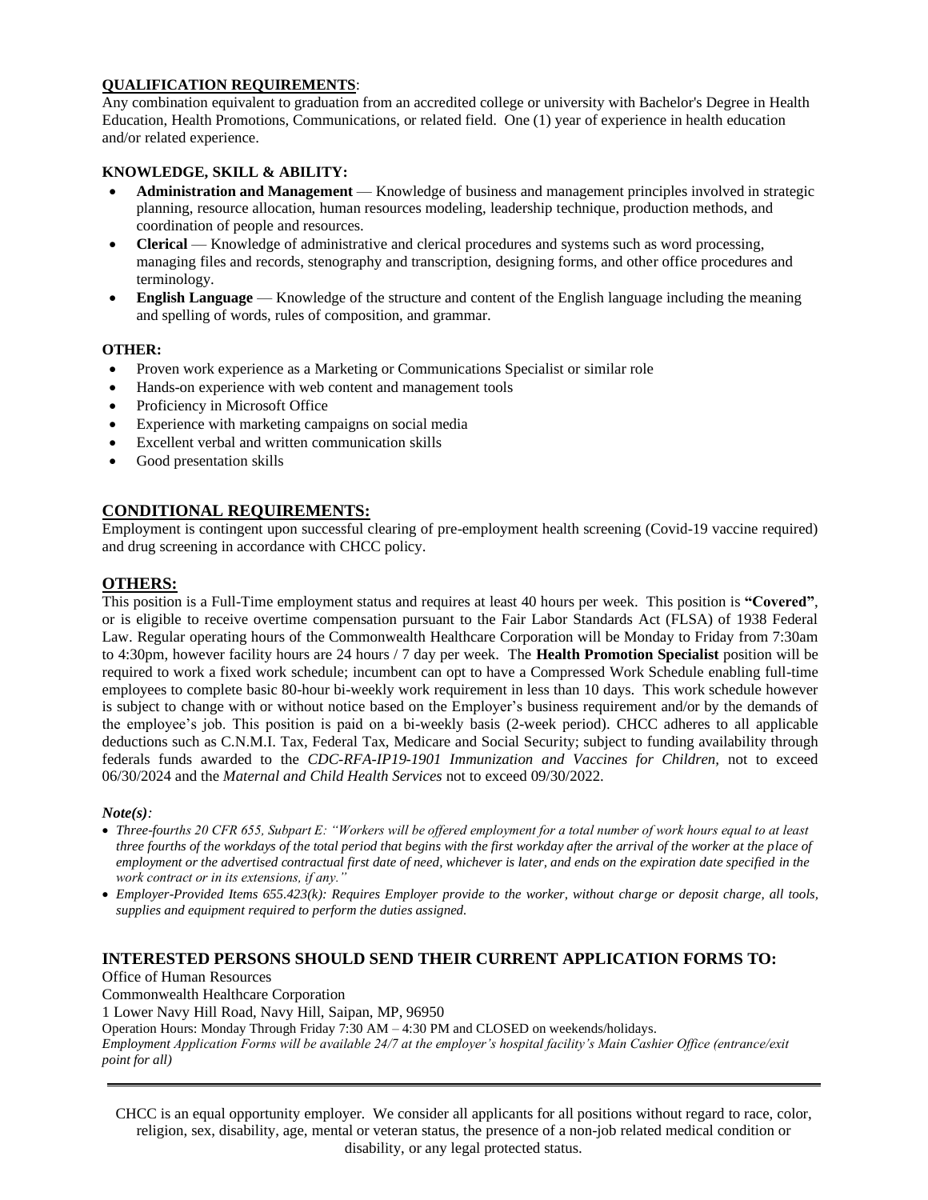**QUALIFICATION REQUIREMENTS**:

Any combination equivalent to graduation from an accredited college or university with Bachelor's Degree in Health Education, Health Promotions, Communications, or related field. One (1) year of experience in health education and/or related experience.

**KNOWLEDGE, SKILL & ABILITY:**

- **Administration and Management** — Knowledge of business and management principles involved in strategic planning, resource allocation, human resources modeling, leadership technique, production methods, and coordination of people and resources.
- **Clerical** — Knowledge of administrative and clerical procedures and systems such as word processing, managing files and records, stenography and transcription, designing forms, and other office procedures and terminology.
- **English Language** — Knowledge of the structure and content of the English language including the meaning and spelling of words, rules of composition, and grammar.

**OTHER:**

- Proven work experience as a Marketing or Communications Specialist or similar role
- Hands-on experience with web content and management tools
- Proficiency in Microsoft Office
- Experience with marketing campaigns on social media
- Excellent verbal and written communication skills
- Good presentation skills

## CONDITIONAL REQUIREMENTS:

Employment is contingent upon successful clearing of pre-employment health screening (Covid-19 vaccine required) and drug screening in accordance with CHCC policy.

## OTHERS:

This position is a Full-Time employment status and requires at least 40 hours per week. This position is **"Covered"**, or is eligible to receive overtime compensation pursuant to the Fair Labor Standards Act (FLSA) of 1938 Federal Law. Regular operating hours of the Commonwealth Healthcare Corporation will be Monday to Friday from 7:30am to 4:30pm, however facility hours are 24 hours / 7 day per week. The **Health Promotion Specialist** position will be required to work a fixed work schedule; incumbent can opt to have a Compressed Work Schedule enabling full-time employees to complete basic 80-hour bi-weekly work requirement in less than 10 days. This work schedule however is subject to change with or without notice based on the Employer's business requirement and/or by the demands of the employee's job. This position is paid on a bi-weekly basis (2-week period). CHCC adheres to all applicable deductions such as C.N.M.I. Tax, Federal Tax, Medicare and Social Security; subject to funding availability through federals funds awarded to the *CDC-RFA-IP19-1901 Immunization and Vaccines for Children,* not to exceed 06/30/2024 and the *Maternal and Child Health Services* not to exceed 09/30/2022.

***Note(s):***

- *Three-fourths 20 CFR 655, Subpart E: "Workers will be offered employment for a total number of work hours equal to at least three fourths of the workdays of the total period that begins with the first workday after the arrival of the worker at the place of employment or the advertised contractual first date of need, whichever is later, and ends on the expiration date specified in the work contract or in its extensions, if any."*
- *Employer-Provided Items 655.423(k): Requires Employer provide to the worker, without charge or deposit charge, all tools, supplies and equipment required to perform the duties assigned.*

### INTERESTED PERSONS SHOULD SEND THEIR CURRENT APPLICATION FORMS TO:

Office of Human Resources
Commonwealth Healthcare Corporation
1 Lower Navy Hill Road, Navy Hill, Saipan, MP, 96950
Operation Hours: Monday Through Friday 7:30 AM – 4:30 PM and CLOSED on weekends/holidays.
*Employment Application Forms will be available 24/7 at the employer's hospital facility's Main Cashier Office (entrance/exit point for all)*

---

CHCC is an equal opportunity employer. We consider all applicants for all positions without regard to race, color, religion, sex, disability, age, mental or veteran status, the presence of a non-job related medical condition or disability, or any legal protected status.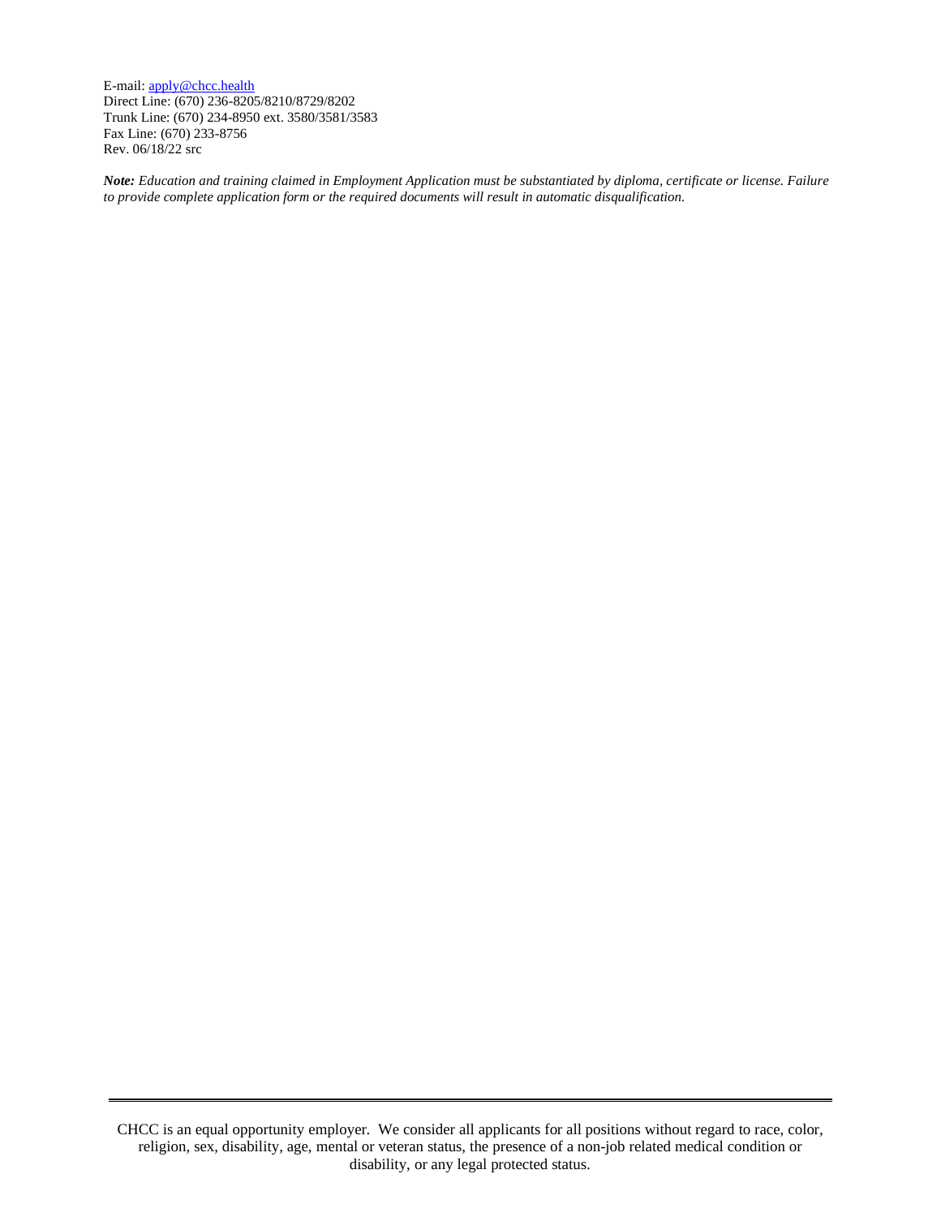E-mail: apply@chcc.health
Direct Line: (670) 236-8205/8210/8729/8202
Trunk Line: (670) 234-8950 ext. 3580/3581/3583
Fax Line: (670) 233-8756
Rev. 06/18/22 src

***Note:*** *Education and training claimed in Employment Application must be substantiated by diploma, certificate or license. Failure to provide complete application form or the required documents will result in automatic disqualification.*

---

CHCC is an equal opportunity employer. We consider all applicants for all positions without regard to race, color, religion, sex, disability, age, mental or veteran status, the presence of a non-job related medical condition or disability, or any legal protected status.